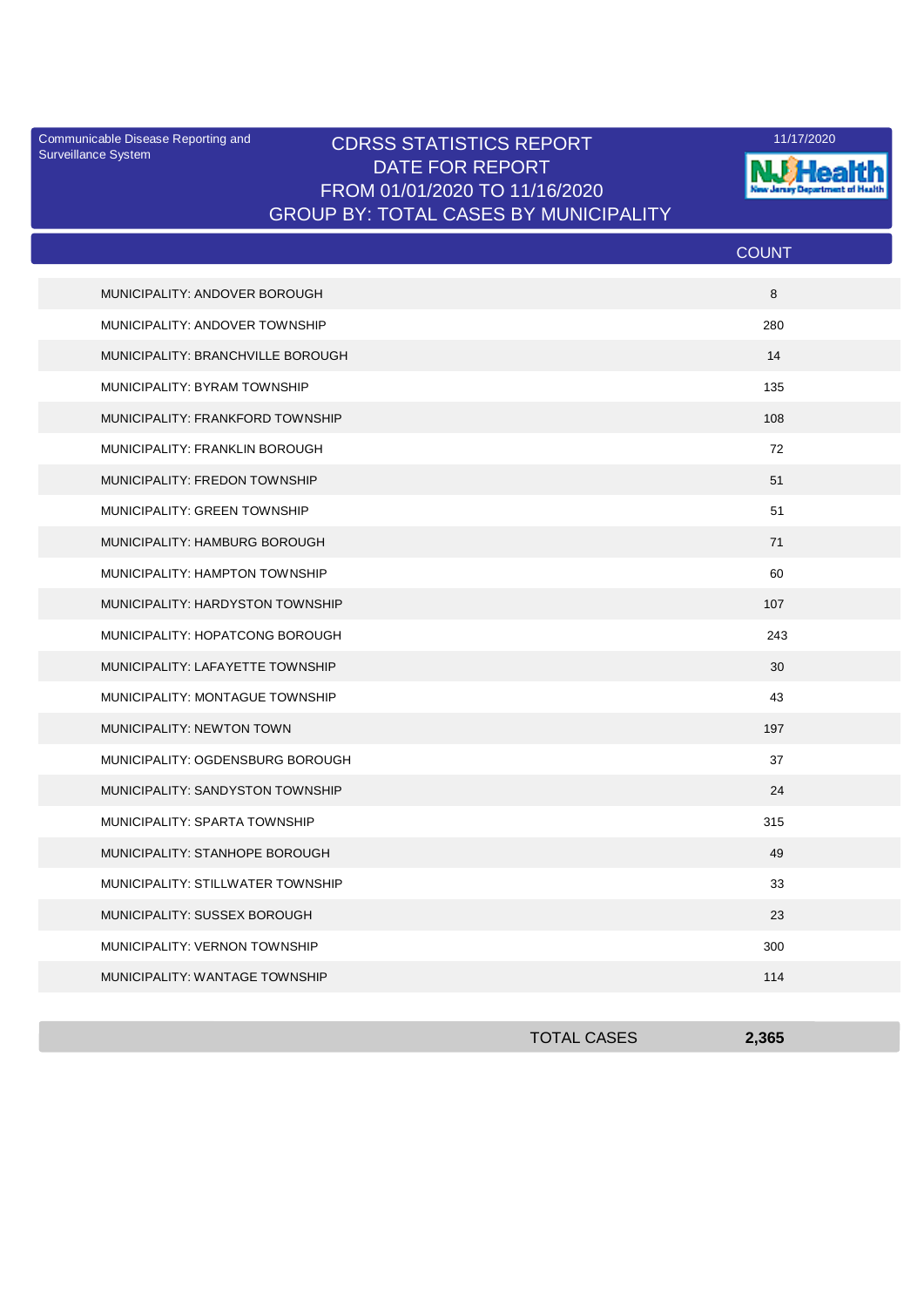Communicable Disease Reporting and Surveillance System

# CDRSS STATISTICS REPORT
## DATE FOR REPORT
## FROM 01/01/2020 TO 11/16/2020
## GROUP BY: TOTAL CASES BY MUNICIPALITY

11/17/2020

NJ Health — New Jersey Department of Health

| | COUNT |
|---|---|
| MUNICIPALITY: ANDOVER BOROUGH | 8 |
| MUNICIPALITY: ANDOVER TOWNSHIP | 280 |
| MUNICIPALITY: BRANCHVILLE BOROUGH | 14 |
| MUNICIPALITY: BYRAM TOWNSHIP | 135 |
| MUNICIPALITY: FRANKFORD TOWNSHIP | 108 |
| MUNICIPALITY: FRANKLIN BOROUGH | 72 |
| MUNICIPALITY: FREDON TOWNSHIP | 51 |
| MUNICIPALITY: GREEN TOWNSHIP | 51 |
| MUNICIPALITY: HAMBURG BOROUGH | 71 |
| MUNICIPALITY: HAMPTON TOWNSHIP | 60 |
| MUNICIPALITY: HARDYSTON TOWNSHIP | 107 |
| MUNICIPALITY: HOPATCONG BOROUGH | 243 |
| MUNICIPALITY: LAFAYETTE TOWNSHIP | 30 |
| MUNICIPALITY: MONTAGUE TOWNSHIP | 43 |
| MUNICIPALITY: NEWTON TOWN | 197 |
| MUNICIPALITY: OGDENSBURG BOROUGH | 37 |
| MUNICIPALITY: SANDYSTON TOWNSHIP | 24 |
| MUNICIPALITY: SPARTA TOWNSHIP | 315 |
| MUNICIPALITY: STANHOPE BOROUGH | 49 |
| MUNICIPALITY: STILLWATER TOWNSHIP | 33 |
| MUNICIPALITY: SUSSEX BOROUGH | 23 |
| MUNICIPALITY: VERNON TOWNSHIP | 300 |
| MUNICIPALITY: WANTAGE TOWNSHIP | 114 |
| TOTAL CASES | **2,365** |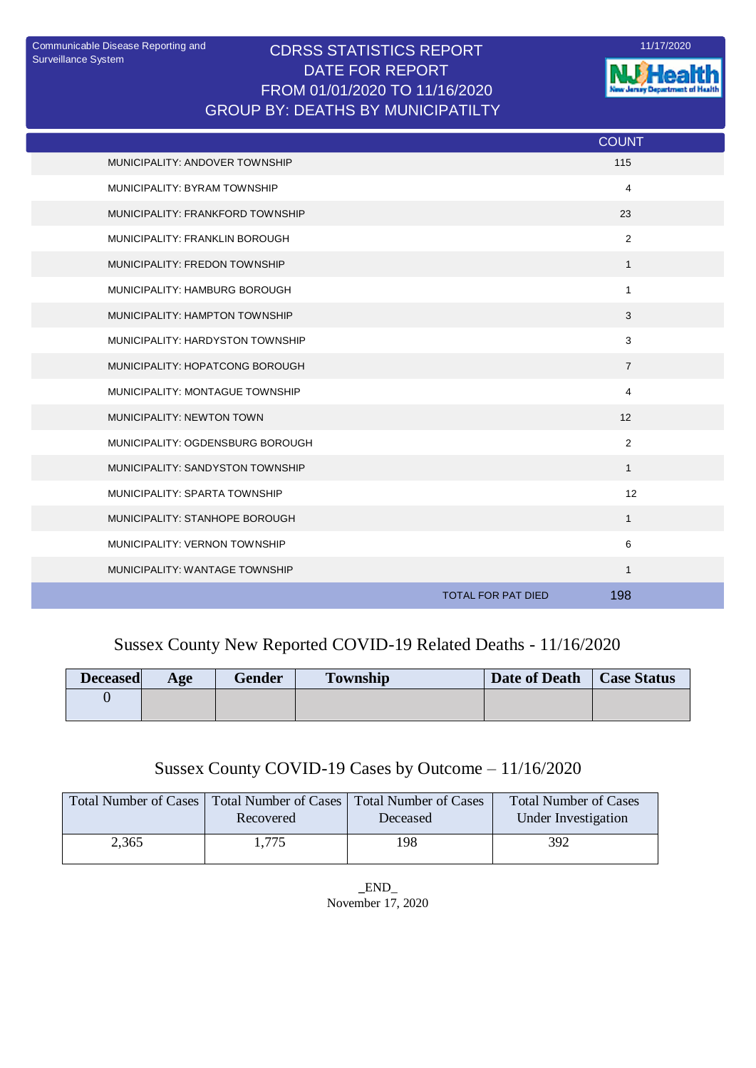Communicable Disease Reporting and Surveillance System

# CDRSS STATISTICS REPORT
DATE FOR REPORT
FROM 01/01/2020 TO 11/16/2020
GROUP BY: DEATHS BY MUNICIPATILTY

11/17/2020

| | COUNT |
|---|---|
| MUNICIPALITY: ANDOVER TOWNSHIP | 115 |
| MUNICIPALITY: BYRAM TOWNSHIP | 4 |
| MUNICIPALITY: FRANKFORD TOWNSHIP | 23 |
| MUNICIPALITY: FRANKLIN BOROUGH | 2 |
| MUNICIPALITY: FREDON TOWNSHIP | 1 |
| MUNICIPALITY: HAMBURG BOROUGH | 1 |
| MUNICIPALITY: HAMPTON TOWNSHIP | 3 |
| MUNICIPALITY: HARDYSTON TOWNSHIP | 3 |
| MUNICIPALITY: HOPATCONG BOROUGH | 7 |
| MUNICIPALITY: MONTAGUE TOWNSHIP | 4 |
| MUNICIPALITY: NEWTON TOWN | 12 |
| MUNICIPALITY: OGDENSBURG BOROUGH | 2 |
| MUNICIPALITY: SANDYSTON TOWNSHIP | 1 |
| MUNICIPALITY: SPARTA TOWNSHIP | 12 |
| MUNICIPALITY: STANHOPE BOROUGH | 1 |
| MUNICIPALITY: VERNON TOWNSHIP | 6 |
| MUNICIPALITY: WANTAGE TOWNSHIP | 1 |
| TOTAL FOR PAT DIED | 198 |

## Sussex County New Reported COVID-19 Related Deaths - 11/16/2020

| Deceased | Age | Gender | Township | Date of Death | Case Status |
|---|---|---|---|---|---|
| 0 | | | | | |

## Sussex County COVID-19 Cases by Outcome – 11/16/2020

| Total Number of Cases | Total Number of Cases Recovered | Total Number of Cases Deceased | Total Number of Cases Under Investigation |
|---|---|---|---|
| 2,365 | 1,775 | 198 | 392 |

_END_
November 17, 2020